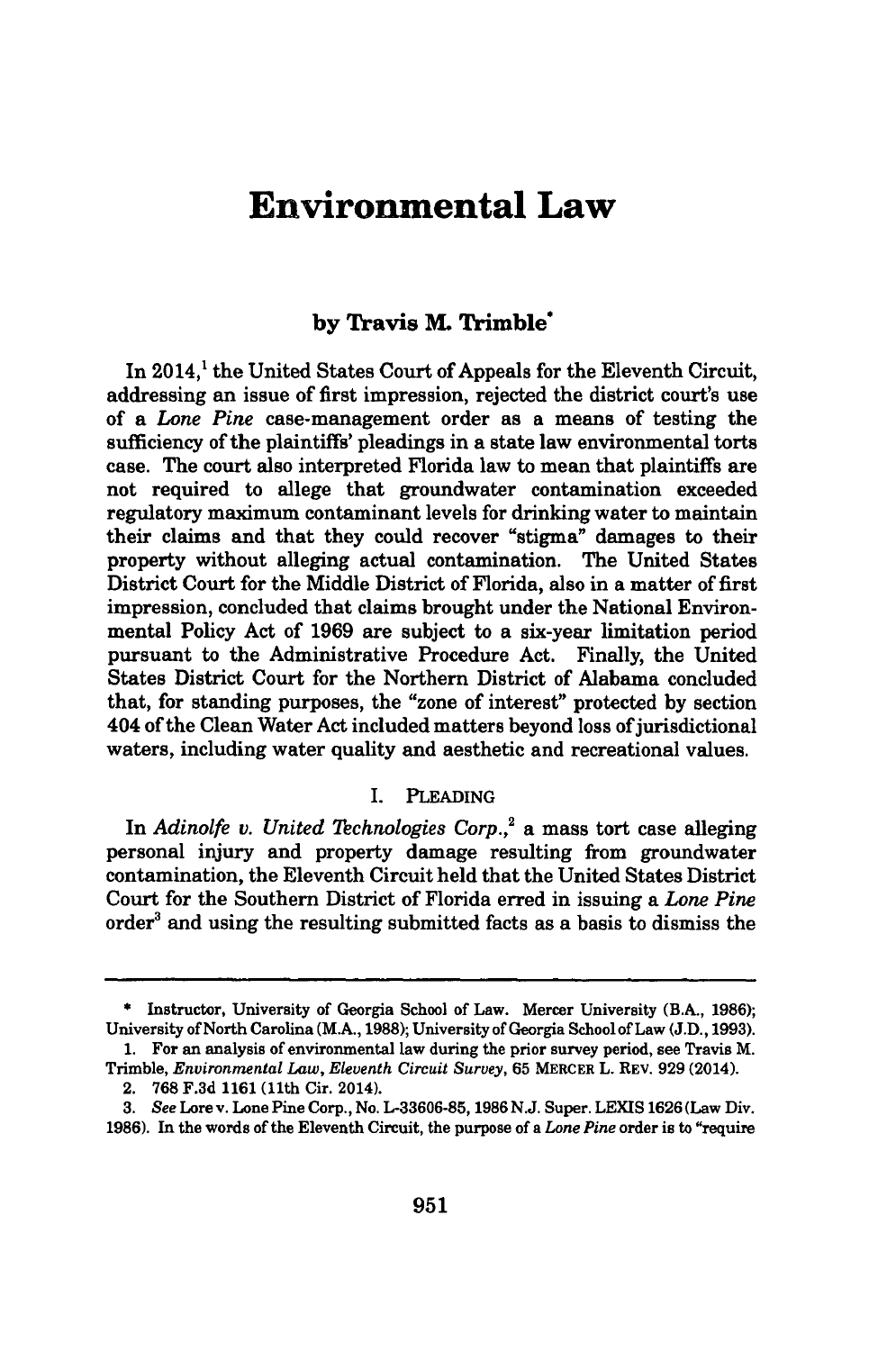# Environmental Law

### by Travis M. Trimble*

In 2014,[1] the United States Court of Appeals for the Eleventh Circuit, addressing an issue of first impression, rejected the district court's use of a *Lone Pine* case-management order as a means of testing the sufficiency of the plaintiffs' pleadings in a state law environmental torts case. The court also interpreted Florida law to mean that plaintiffs are not required to allege that groundwater contamination exceeded regulatory maximum contaminant levels for drinking water to maintain their claims and that they could recover "stigma" damages to their property without alleging actual contamination. The United States District Court for the Middle District of Florida, also in a matter of first impression, concluded that claims brought under the National Environmental Policy Act of 1969 are subject to a six-year limitation period pursuant to the Administrative Procedure Act. Finally, the United States District Court for the Northern District of Alabama concluded that, for standing purposes, the "zone of interest" protected by section 404 of the Clean Water Act included matters beyond loss of jurisdictional waters, including water quality and aesthetic and recreational values.

## I. PLEADING

In *Adinolfe v. United Technologies Corp.*,[2] a mass tort case alleging personal injury and property damage resulting from groundwater contamination, the Eleventh Circuit held that the United States District Court for the Southern District of Florida erred in issuing a *Lone Pine* order[3] and using the resulting submitted facts as a basis to dismiss the

---

\* Instructor, University of Georgia School of Law. Mercer University (B.A., 1986); University of North Carolina (M.A., 1988); University of Georgia School of Law (J.D., 1993).

1. For an analysis of environmental law during the prior survey period, see Travis M. Trimble, *Environmental Law, Eleventh Circuit Survey*, 65 MERCER L. REV. 929 (2014).

2. 768 F.3d 1161 (11th Cir. 2014).

3. *See* Lore v. Lone Pine Corp., No. L-33606-85, 1986 N.J. Super. LEXIS 1626 (Law Div. 1986). In the words of the Eleventh Circuit, the purpose of a *Lone Pine* order is to "require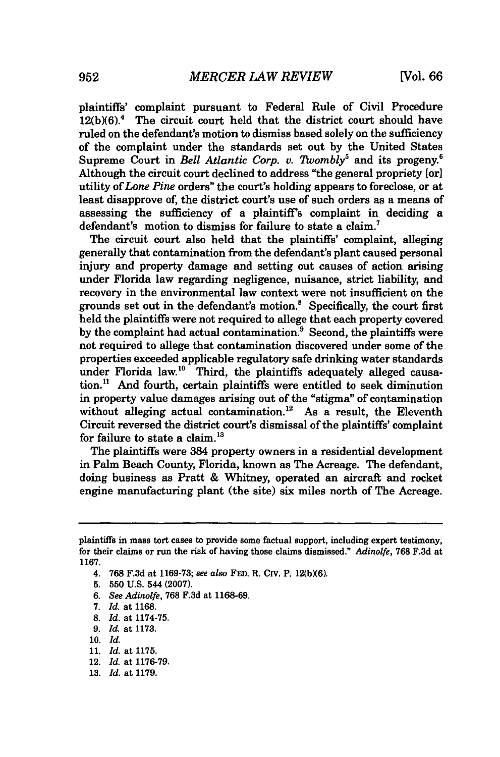plaintiffs' complaint pursuant to Federal Rule of Civil Procedure 12(b)(6).[4] The circuit court held that the district court should have ruled on the defendant's motion to dismiss based solely on the sufficiency of the complaint under the standards set out by the United States Supreme Court in *Bell Atlantic Corp. v. Twombly*[5] and its progeny.[6] Although the circuit court declined to address "the general propriety [or] utility of *Lone Pine* orders" the court's holding appears to foreclose, or at least disapprove of, the district court's use of such orders as a means of assessing the sufficiency of a plaintiff's complaint in deciding a defendant's motion to dismiss for failure to state a claim.[7]

The circuit court also held that the plaintiffs' complaint, alleging generally that contamination from the defendant's plant caused personal injury and property damage and setting out causes of action arising under Florida law regarding negligence, nuisance, strict liability, and recovery in the environmental law context were not insufficient on the grounds set out in the defendant's motion.[8] Specifically, the court first held the plaintiffs were not required to allege that each property covered by the complaint had actual contamination.[9] Second, the plaintiffs were not required to allege that contamination discovered under some of the properties exceeded applicable regulatory safe drinking water standards under Florida law.[10] Third, the plaintiffs adequately alleged causation.[11] And fourth, certain plaintiffs were entitled to seek diminution in property value damages arising out of the "stigma" of contamination without alleging actual contamination.[12] As a result, the Eleventh Circuit reversed the district court's dismissal of the plaintiffs' complaint for failure to state a claim.[13]

The plaintiffs were 384 property owners in a residential development in Palm Beach County, Florida, known as The Acreage. The defendant, doing business as Pratt & Whitney, operated an aircraft and rocket engine manufacturing plant (the site) six miles north of The Acreage.

---

plaintiffs in mass tort cases to provide some factual support, including expert testimony, for their claims or run the risk of having those claims dismissed." *Adinolfe*, 768 F.3d at 1167.

4. 768 F.3d at 1169-73; *see also* FED. R. CIV. P. 12(b)(6).
5. 550 U.S. 544 (2007).
6. *See Adinolfe*, 768 F.3d at 1168-69.
7. *Id.* at 1168.
8. *Id.* at 1174-75.
9. *Id.* at 1173.
10. *Id.*
11. *Id.* at 1175.
12. *Id.* at 1176-79.
13. *Id.* at 1179.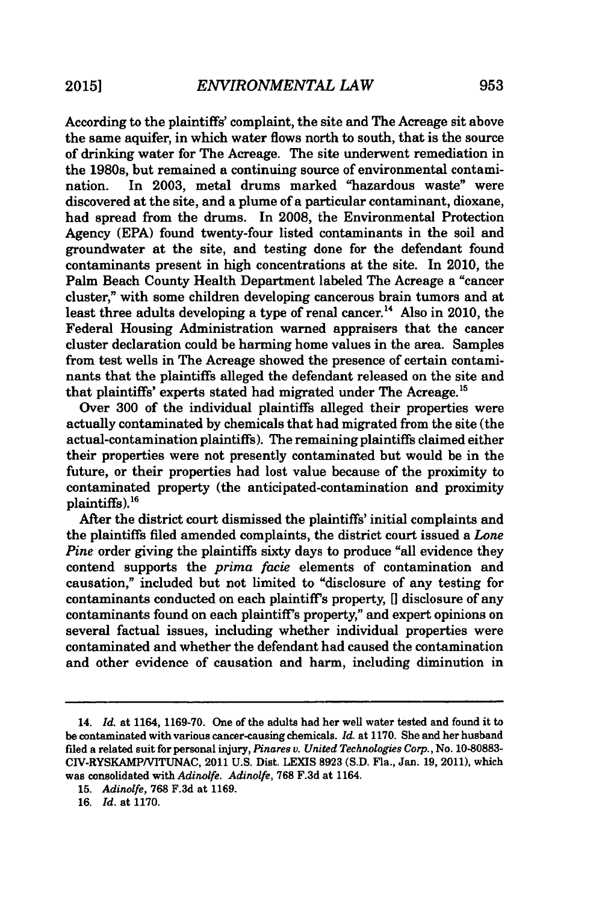According to the plaintiffs' complaint, the site and The Acreage sit above the same aquifer, in which water flows north to south, that is the source of drinking water for The Acreage. The site underwent remediation in the 1980s, but remained a continuing source of environmental contamination. In 2003, metal drums marked "hazardous waste" were discovered at the site, and a plume of a particular contaminant, dioxane, had spread from the drums. In 2008, the Environmental Protection Agency (EPA) found twenty-four listed contaminants in the soil and groundwater at the site, and testing done for the defendant found contaminants present in high concentrations at the site. In 2010, the Palm Beach County Health Department labeled The Acreage a "cancer cluster," with some children developing cancerous brain tumors and at least three adults developing a type of renal cancer.[14] Also in 2010, the Federal Housing Administration warned appraisers that the cancer cluster declaration could be harming home values in the area. Samples from test wells in The Acreage showed the presence of certain contaminants that the plaintiffs alleged the defendant released on the site and that plaintiffs' experts stated had migrated under The Acreage.[15]

Over 300 of the individual plaintiffs alleged their properties were actually contaminated by chemicals that had migrated from the site (the actual-contamination plaintiffs). The remaining plaintiffs claimed either their properties were not presently contaminated but would be in the future, or their properties had lost value because of the proximity to contaminated property (the anticipated-contamination and proximity plaintiffs).[16]

After the district court dismissed the plaintiffs' initial complaints and the plaintiffs filed amended complaints, the district court issued a *Lone Pine* order giving the plaintiffs sixty days to produce "all evidence they contend supports the *prima facie* elements of contamination and causation," included but not limited to "disclosure of any testing for contaminants conducted on each plaintiff's property, [] disclosure of any contaminants found on each plaintiff's property," and expert opinions on several factual issues, including whether individual properties were contaminated and whether the defendant had caused the contamination and other evidence of causation and harm, including diminution in

---

14. *Id.* at 1164, 1169-70. One of the adults had her well water tested and found it to be contaminated with various cancer-causing chemicals. *Id.* at 1170. She and her husband filed a related suit for personal injury, *Pinares v. United Technologies Corp.*, No. 10-80883-CIV-RYSKAMP/VITUNAC, 2011 U.S. Dist. LEXIS 8923 (S.D. Fla., Jan. 19, 2011), which was consolidated with *Adinolfe*. *Adinolfe*, 768 F.3d at 1164.

15. *Adinolfe*, 768 F.3d at 1169.

16. *Id.* at 1170.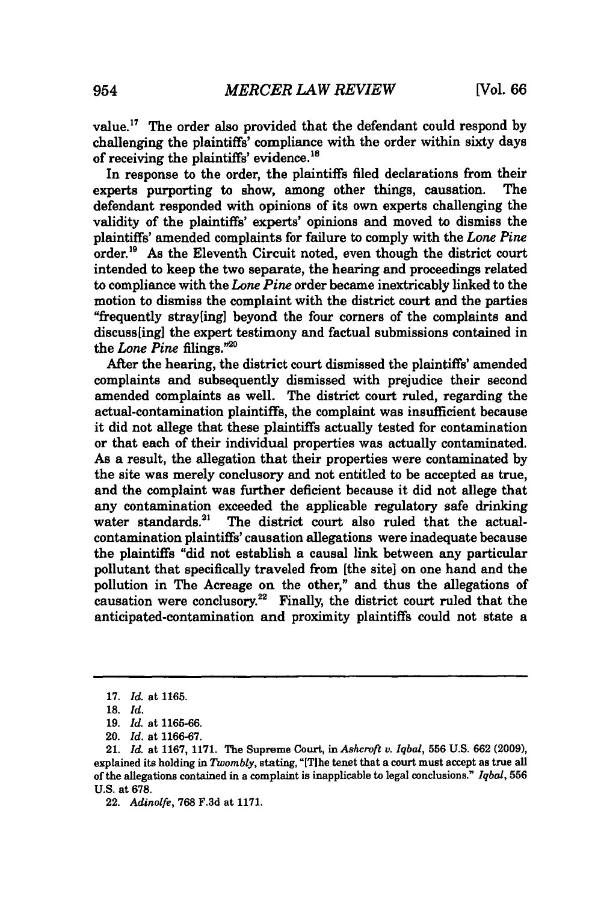value.[17] The order also provided that the defendant could respond by challenging the plaintiffs' compliance with the order within sixty days of receiving the plaintiffs' evidence.[18]

In response to the order, the plaintiffs filed declarations from their experts purporting to show, among other things, causation. The defendant responded with opinions of its own experts challenging the validity of the plaintiffs' experts' opinions and moved to dismiss the plaintiffs' amended complaints for failure to comply with the *Lone Pine* order.[19] As the Eleventh Circuit noted, even though the district court intended to keep the two separate, the hearing and proceedings related to compliance with the *Lone Pine* order became inextricably linked to the motion to dismiss the complaint with the district court and the parties "frequently stray[ing] beyond the four corners of the complaints and discuss[ing] the expert testimony and factual submissions contained in the *Lone Pine* filings."[20]

After the hearing, the district court dismissed the plaintiffs' amended complaints and subsequently dismissed with prejudice their second amended complaints as well. The district court ruled, regarding the actual-contamination plaintiffs, the complaint was insufficient because it did not allege that these plaintiffs actually tested for contamination or that each of their individual properties was actually contaminated. As a result, the allegation that their properties were contaminated by the site was merely conclusory and not entitled to be accepted as true, and the complaint was further deficient because it did not allege that any contamination exceeded the applicable regulatory safe drinking water standards.[21] The district court also ruled that the actual-contamination plaintiffs' causation allegations were inadequate because the plaintiffs "did not establish a causal link between any particular pollutant that specifically traveled from [the site] on one hand and the pollution in The Acreage on the other," and thus the allegations of causation were conclusory.[22] Finally, the district court ruled that the anticipated-contamination and proximity plaintiffs could not state a

---

17. *Id.* at 1165.

18. *Id.*

19. *Id.* at 1165-66.

20. *Id.* at 1166-67.

21. *Id.* at 1167, 1171. The Supreme Court, in *Ashcroft v. Iqbal*, 556 U.S. 662 (2009), explained its holding in *Twombly*, stating, "[T]he tenet that a court must accept as true all of the allegations contained in a complaint is inapplicable to legal conclusions." *Iqbal*, 556 U.S. at 678.

22. *Adinolfe*, 768 F.3d at 1171.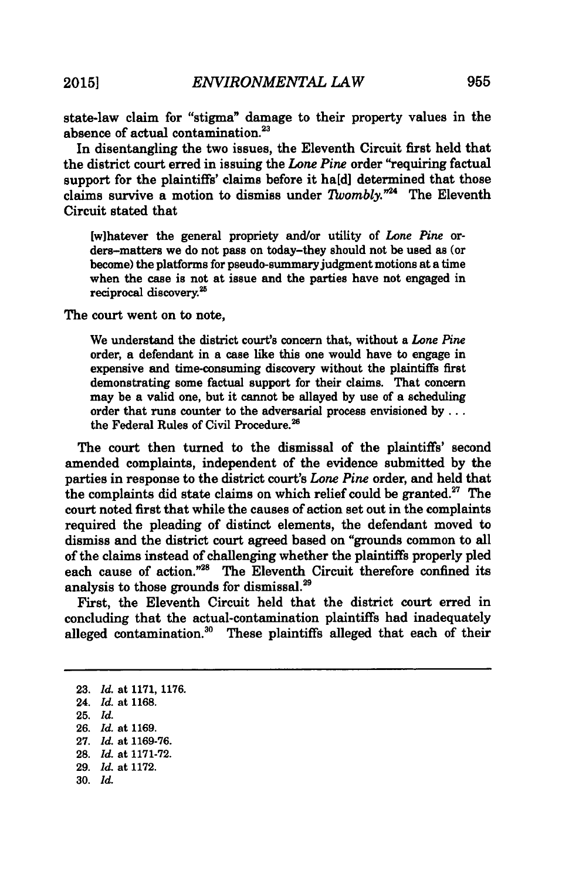state-law claim for "stigma" damage to their property values in the absence of actual contamination.[23]

In disentangling the two issues, the Eleventh Circuit first held that the district court erred in issuing the *Lone Pine* order "requiring factual support for the plaintiffs' claims before it ha[d] determined that those claims survive a motion to dismiss under *Twombly*."[24] The Eleventh Circuit stated that

> [w]hatever the general propriety and/or utility of *Lone Pine* orders–matters we do not pass on today–they should not be used as (or become) the platforms for pseudo-summary judgment motions at a time when the case is not at issue and the parties have not engaged in reciprocal discovery.[25]

The court went on to note,

> We understand the district court's concern that, without a *Lone Pine* order, a defendant in a case like this one would have to engage in expensive and time-consuming discovery without the plaintiffs first demonstrating some factual support for their claims. That concern may be a valid one, but it cannot be allayed by use of a scheduling order that runs counter to the adversarial process envisioned by . . . the Federal Rules of Civil Procedure.[26]

The court then turned to the dismissal of the plaintiffs' second amended complaints, independent of the evidence submitted by the parties in response to the district court's *Lone Pine* order, and held that the complaints did state claims on which relief could be granted.[27] The court noted first that while the causes of action set out in the complaints required the pleading of distinct elements, the defendant moved to dismiss and the district court agreed based on "grounds common to all of the claims instead of challenging whether the plaintiffs properly pled each cause of action."[28] The Eleventh Circuit therefore confined its analysis to those grounds for dismissal.[29]

First, the Eleventh Circuit held that the district court erred in concluding that the actual-contamination plaintiffs had inadequately alleged contamination.[30] These plaintiffs alleged that each of their

---

23. *Id.* at 1171, 1176.
24. *Id.* at 1168.
25. *Id.*
26. *Id.* at 1169.
27. *Id.* at 1169-76.
28. *Id.* at 1171-72.
29. *Id.* at 1172.
30. *Id.*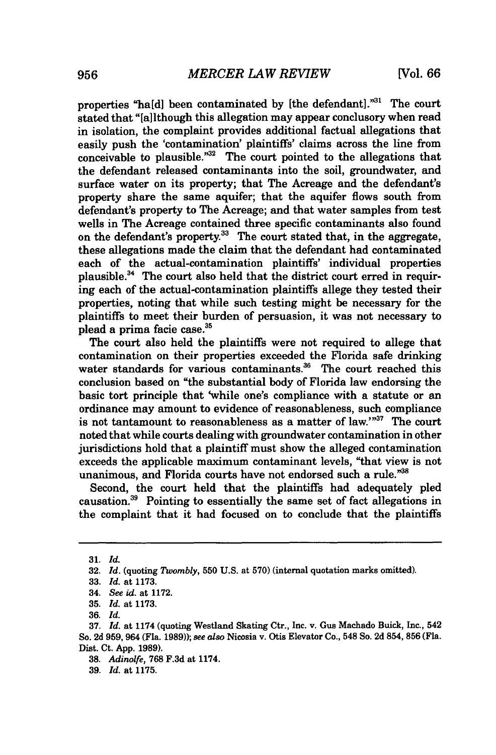properties "ha[d] been contaminated by [the defendant]."[31] The court stated that "[a]lthough this allegation may appear conclusory when read in isolation, the complaint provides additional factual allegations that easily push the 'contamination' plaintiffs' claims across the line from conceivable to plausible."[32] The court pointed to the allegations that the defendant released contaminants into the soil, groundwater, and surface water on its property; that The Acreage and the defendant's property share the same aquifer; that the aquifer flows south from defendant's property to The Acreage; and that water samples from test wells in The Acreage contained three specific contaminants also found on the defendant's property.[33] The court stated that, in the aggregate, these allegations made the claim that the defendant had contaminated each of the actual-contamination plaintiffs' individual properties plausible.[34] The court also held that the district court erred in requiring each of the actual-contamination plaintiffs allege they tested their properties, noting that while such testing might be necessary for the plaintiffs to meet their burden of persuasion, it was not necessary to plead a prima facie case.[35]

The court also held the plaintiffs were not required to allege that contamination on their properties exceeded the Florida safe drinking water standards for various contaminants.[36] The court reached this conclusion based on "the substantial body of Florida law endorsing the basic tort principle that 'while one's compliance with a statute or an ordinance may amount to evidence of reasonableness, such compliance is not tantamount to reasonableness as a matter of law.'"[37] The court noted that while courts dealing with groundwater contamination in other jurisdictions hold that a plaintiff must show the alleged contamination exceeds the applicable maximum contaminant levels, "that view is not unanimous, and Florida courts have not endorsed such a rule."[38]

Second, the court held that the plaintiffs had adequately pled causation.[39] Pointing to essentially the same set of fact allegations in the complaint that it had focused on to conclude that the plaintiffs

---

31. *Id.*

32. *Id.* (quoting *Twombly*, 550 U.S. at 570) (internal quotation marks omitted).

33. *Id.* at 1173.

34. *See id.* at 1172.

35. *Id.* at 1173.

36. *Id.*

37. *Id.* at 1174 (quoting Westland Skating Ctr., Inc. v. Gus Machado Buick, Inc., 542 So. 2d 959, 964 (Fla. 1989)); *see also* Nicosia v. Otis Elevator Co., 548 So. 2d 854, 856 (Fla. Dist. Ct. App. 1989).

38. *Adinolfe*, 768 F.3d at 1174.

39. *Id.* at 1175.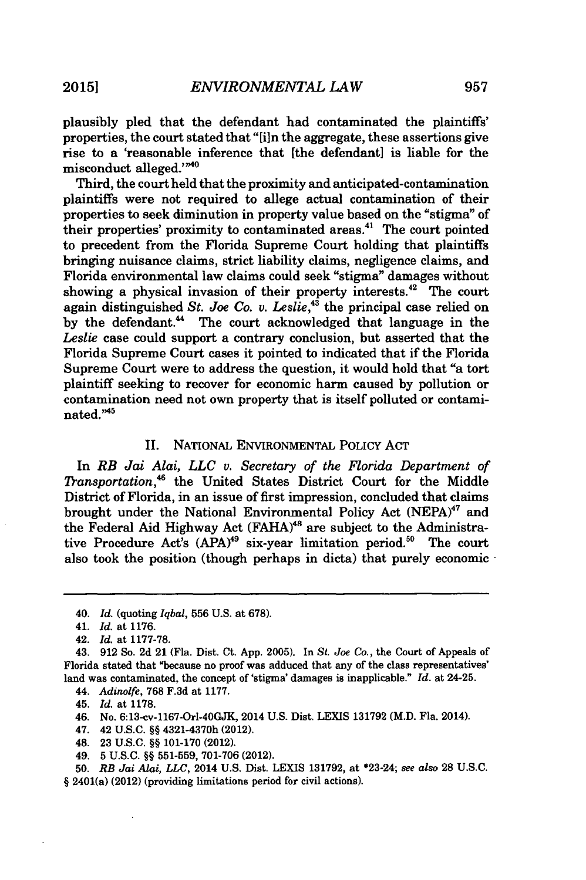plausibly pled that the defendant had contaminated the plaintiffs' properties, the court stated that "[i]n the aggregate, these assertions give rise to a 'reasonable inference that [the defendant] is liable for the misconduct alleged.'"[40]

Third, the court held that the proximity and anticipated-contamination plaintiffs were not required to allege actual contamination of their properties to seek diminution in property value based on the "stigma" of their properties' proximity to contaminated areas.[41] The court pointed to precedent from the Florida Supreme Court holding that plaintiffs bringing nuisance claims, strict liability claims, negligence claims, and Florida environmental law claims could seek "stigma" damages without showing a physical invasion of their property interests.[42] The court again distinguished *St. Joe Co. v. Leslie*,[43] the principal case relied on by the defendant.[44] The court acknowledged that language in the *Leslie* case could support a contrary conclusion, but asserted that the Florida Supreme Court cases it pointed to indicated that if the Florida Supreme Court were to address the question, it would hold that "a tort plaintiff seeking to recover for economic harm caused by pollution or contamination need not own property that is itself polluted or contaminated."[45]

## II. NATIONAL ENVIRONMENTAL POLICY ACT

In *RB Jai Alai, LLC v. Secretary of the Florida Department of Transportation*,[46] the United States District Court for the Middle District of Florida, in an issue of first impression, concluded that claims brought under the National Environmental Policy Act (NEPA)[47] and the Federal Aid Highway Act (FAHA)[48] are subject to the Administrative Procedure Act's (APA)[49] six-year limitation period.[50] The court also took the position (though perhaps in dicta) that purely economic

---

40. *Id.* (quoting *Iqbal*, 556 U.S. at 678).

41. *Id.* at 1176.

42. *Id.* at 1177-78.

43. 912 So. 2d 21 (Fla. Dist. Ct. App. 2005). In *St. Joe Co.*, the Court of Appeals of Florida stated that "because no proof was adduced that any of the class representatives' land was contaminated, the concept of 'stigma' damages is inapplicable." *Id.* at 24-25.

44. *Adinolfe*, 768 F.3d at 1177.

45. *Id.* at 1178.

46. No. 6:13-cv-1167-Orl-40GJK, 2014 U.S. Dist. LEXIS 131792 (M.D. Fla. 2014).

47. 42 U.S.C. §§ 4321-4370h (2012).

48. 23 U.S.C. §§ 101-170 (2012).

49. 5 U.S.C. §§ 551-559, 701-706 (2012).

50. *RB Jai Alai, LLC*, 2014 U.S. Dist. LEXIS 131792, at *23-24; *see also* 28 U.S.C. § 2401(a) (2012) (providing limitations period for civil actions).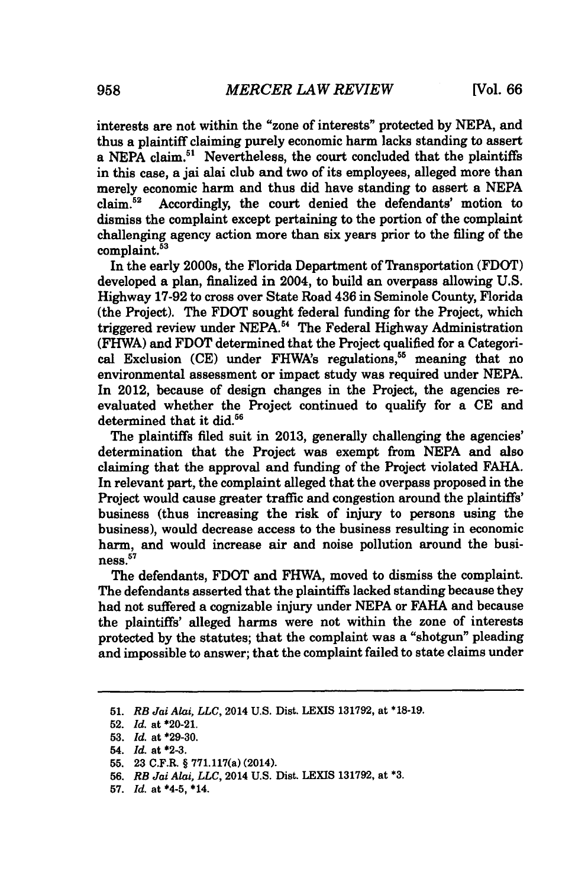interests are not within the "zone of interests" protected by NEPA, and thus a plaintiff claiming purely economic harm lacks standing to assert a NEPA claim.[51] Nevertheless, the court concluded that the plaintiffs in this case, a jai alai club and two of its employees, alleged more than merely economic harm and thus did have standing to assert a NEPA claim.[52] Accordingly, the court denied the defendants' motion to dismiss the complaint except pertaining to the portion of the complaint challenging agency action more than six years prior to the filing of the complaint.[53]

In the early 2000s, the Florida Department of Transportation (FDOT) developed a plan, finalized in 2004, to build an overpass allowing U.S. Highway 17-92 to cross over State Road 436 in Seminole County, Florida (the Project). The FDOT sought federal funding for the Project, which triggered review under NEPA.[54] The Federal Highway Administration (FHWA) and FDOT determined that the Project qualified for a Categorical Exclusion (CE) under FHWA's regulations,[55] meaning that no environmental assessment or impact study was required under NEPA. In 2012, because of design changes in the Project, the agencies re-evaluated whether the Project continued to qualify for a CE and determined that it did.[56]

The plaintiffs filed suit in 2013, generally challenging the agencies' determination that the Project was exempt from NEPA and also claiming that the approval and funding of the Project violated FAHA. In relevant part, the complaint alleged that the overpass proposed in the Project would cause greater traffic and congestion around the plaintiffs' business (thus increasing the risk of injury to persons using the business), would decrease access to the business resulting in economic harm, and would increase air and noise pollution around the business.[57]

The defendants, FDOT and FHWA, moved to dismiss the complaint. The defendants asserted that the plaintiffs lacked standing because they had not suffered a cognizable injury under NEPA or FAHA and because the plaintiffs' alleged harms were not within the zone of interests protected by the statutes; that the complaint was a "shotgun" pleading and impossible to answer; that the complaint failed to state claims under

---

51. *RB Jai Alai, LLC*, 2014 U.S. Dist. LEXIS 131792, at *18-19.
52. *Id.* at *20-21.
53. *Id.* at *29-30.
54. *Id.* at *2-3.
55. 23 C.F.R. § 771.117(a) (2014).
56. *RB Jai Alai, LLC*, 2014 U.S. Dist. LEXIS 131792, at *3.
57. *Id.* at *4-5, *14.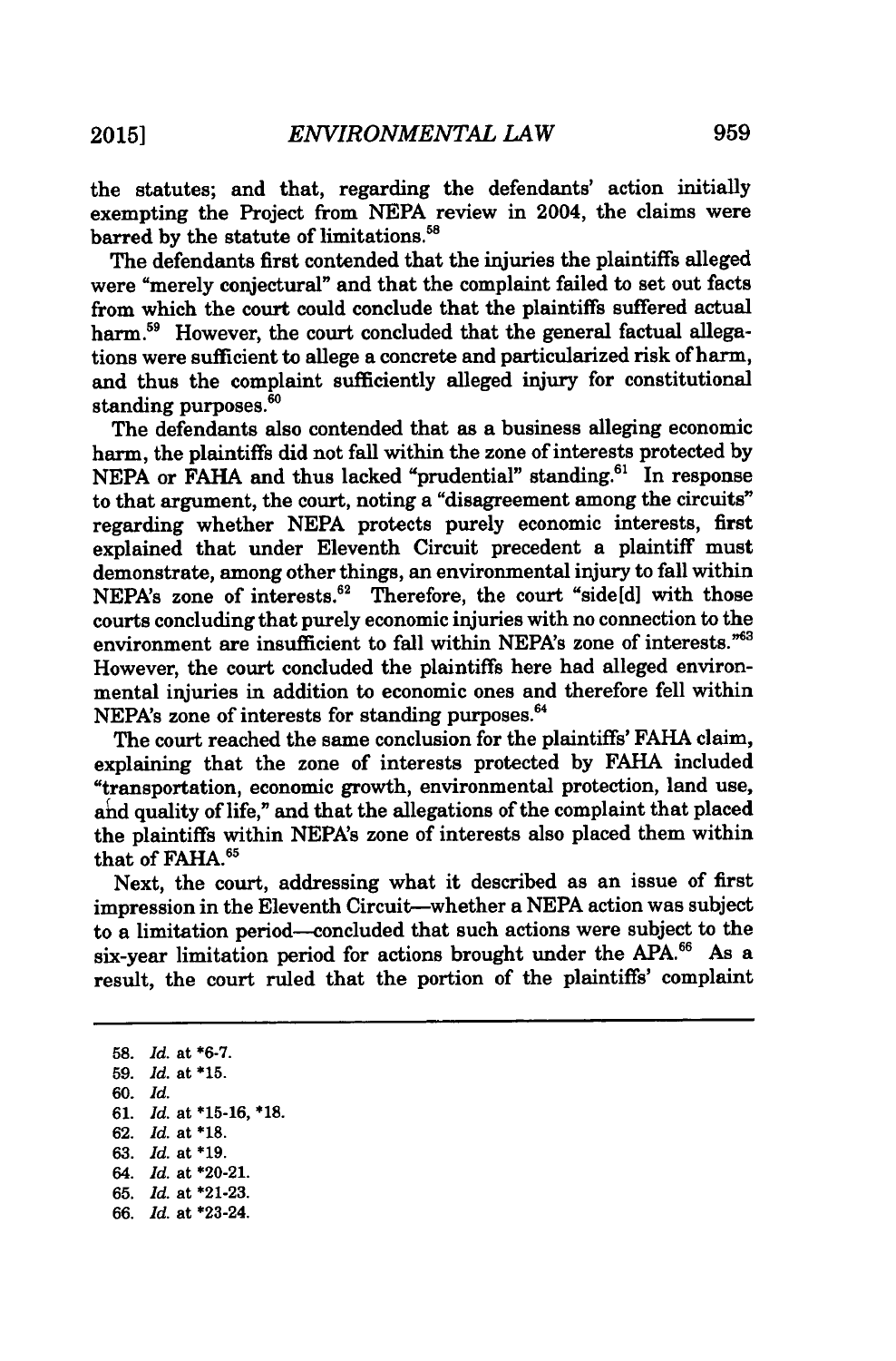the statutes; and that, regarding the defendants' action initially exempting the Project from NEPA review in 2004, the claims were barred by the statute of limitations.[58]

The defendants first contended that the injuries the plaintiffs alleged were "merely conjectural" and that the complaint failed to set out facts from which the court could conclude that the plaintiffs suffered actual harm.[59] However, the court concluded that the general factual allegations were sufficient to allege a concrete and particularized risk of harm, and thus the complaint sufficiently alleged injury for constitutional standing purposes.[60]

The defendants also contended that as a business alleging economic harm, the plaintiffs did not fall within the zone of interests protected by NEPA or FAHA and thus lacked "prudential" standing.[61] In response to that argument, the court, noting a "disagreement among the circuits" regarding whether NEPA protects purely economic interests, first explained that under Eleventh Circuit precedent a plaintiff must demonstrate, among other things, an environmental injury to fall within NEPA's zone of interests.[62] Therefore, the court "side[d] with those courts concluding that purely economic injuries with no connection to the environment are insufficient to fall within NEPA's zone of interests."[63] However, the court concluded the plaintiffs here had alleged environmental injuries in addition to economic ones and therefore fell within NEPA's zone of interests for standing purposes.[64]

The court reached the same conclusion for the plaintiffs' FAHA claim, explaining that the zone of interests protected by FAHA included "transportation, economic growth, environmental protection, land use, and quality of life," and that the allegations of the complaint that placed the plaintiffs within NEPA's zone of interests also placed them within that of FAHA.[65]

Next, the court, addressing what it described as an issue of first impression in the Eleventh Circuit—whether a NEPA action was subject to a limitation period—concluded that such actions were subject to the six-year limitation period for actions brought under the APA.[66] As a result, the court ruled that the portion of the plaintiffs' complaint

---

58. *Id.* at *6-7.
59. *Id.* at *15.
60. *Id.*
61. *Id.* at *15-16, *18.
62. *Id.* at *18.
63. *Id.* at *19.
64. *Id.* at *20-21.
65. *Id.* at *21-23.
66. *Id.* at *23-24.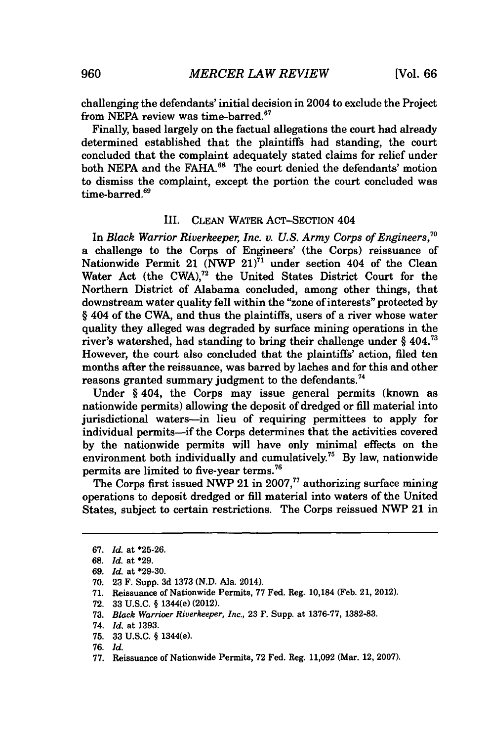challenging the defendants' initial decision in 2004 to exclude the Project from NEPA review was time-barred.[67]

Finally, based largely on the factual allegations the court had already determined established that the plaintiffs had standing, the court concluded that the complaint adequately stated claims for relief under both NEPA and the FAHA.[68] The court denied the defendants' motion to dismiss the complaint, except the portion the court concluded was time-barred.[69]

## III. CLEAN WATER ACT–SECTION 404

In *Black Warrior Riverkeeper, Inc. v. U.S. Army Corps of Engineers*,[70] a challenge to the Corps of Engineers' (the Corps) reissuance of Nationwide Permit 21 (NWP 21)[71] under section 404 of the Clean Water Act (the CWA),[72] the United States District Court for the Northern District of Alabama concluded, among other things, that downstream water quality fell within the "zone of interests" protected by § 404 of the CWA, and thus the plaintiffs, users of a river whose water quality they alleged was degraded by surface mining operations in the river's watershed, had standing to bring their challenge under § 404.[73] However, the court also concluded that the plaintiffs' action, filed ten months after the reissuance, was barred by laches and for this and other reasons granted summary judgment to the defendants.[74]

Under § 404, the Corps may issue general permits (known as nationwide permits) allowing the deposit of dredged or fill material into jurisdictional waters—in lieu of requiring permittees to apply for individual permits—if the Corps determines that the activities covered by the nationwide permits will have only minimal effects on the environment both individually and cumulatively.[75] By law, nationwide permits are limited to five-year terms.[76]

The Corps first issued NWP 21 in 2007,[77] authorizing surface mining operations to deposit dredged or fill material into waters of the United States, subject to certain restrictions. The Corps reissued NWP 21 in

---

67. *Id.* at *25-26.

68. *Id.* at *29.

69. *Id.* at *29-30.

70. 23 F. Supp. 3d 1373 (N.D. Ala. 2014).

71. Reissuance of Nationwide Permits, 77 Fed. Reg. 10,184 (Feb. 21, 2012).

72. 33 U.S.C. § 1344(e) (2012).

73. *Black Warrioer Riverkeeper, Inc.*, 23 F. Supp. at 1376-77, 1382-83.

74. *Id.* at 1393.

75. 33 U.S.C. § 1344(e).

76. *Id.*

77. Reissuance of Nationwide Permits, 72 Fed. Reg. 11,092 (Mar. 12, 2007).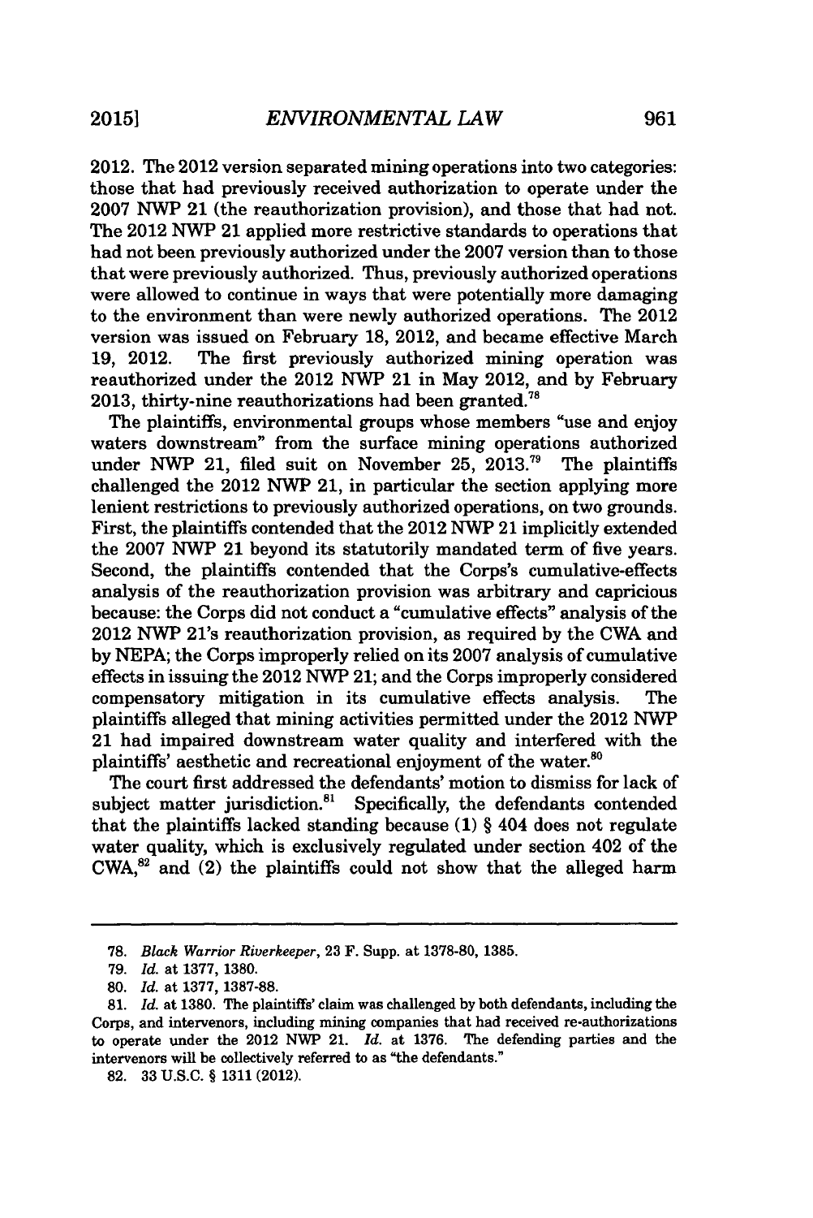2012. The 2012 version separated mining operations into two categories: those that had previously received authorization to operate under the 2007 NWP 21 (the reauthorization provision), and those that had not. The 2012 NWP 21 applied more restrictive standards to operations that had not been previously authorized under the 2007 version than to those that were previously authorized. Thus, previously authorized operations were allowed to continue in ways that were potentially more damaging to the environment than were newly authorized operations. The 2012 version was issued on February 18, 2012, and became effective March 19, 2012. The first previously authorized mining operation was reauthorized under the 2012 NWP 21 in May 2012, and by February 2013, thirty-nine reauthorizations had been granted.[78]

The plaintiffs, environmental groups whose members "use and enjoy waters downstream" from the surface mining operations authorized under NWP 21, filed suit on November 25, 2013.[79] The plaintiffs challenged the 2012 NWP 21, in particular the section applying more lenient restrictions to previously authorized operations, on two grounds. First, the plaintiffs contended that the 2012 NWP 21 implicitly extended the 2007 NWP 21 beyond its statutorily mandated term of five years. Second, the plaintiffs contended that the Corps's cumulative-effects analysis of the reauthorization provision was arbitrary and capricious because: the Corps did not conduct a "cumulative effects" analysis of the 2012 NWP 21's reauthorization provision, as required by the CWA and by NEPA; the Corps improperly relied on its 2007 analysis of cumulative effects in issuing the 2012 NWP 21; and the Corps improperly considered compensatory mitigation in its cumulative effects analysis. The plaintiffs alleged that mining activities permitted under the 2012 NWP 21 had impaired downstream water quality and interfered with the plaintiffs' aesthetic and recreational enjoyment of the water.[80]

The court first addressed the defendants' motion to dismiss for lack of subject matter jurisdiction.[81] Specifically, the defendants contended that the plaintiffs lacked standing because (1) § 404 does not regulate water quality, which is exclusively regulated under section 402 of the CWA,[82] and (2) the plaintiffs could not show that the alleged harm

---

78. *Black Warrior Riverkeeper*, 23 F. Supp. at 1378-80, 1385.

79. *Id.* at 1377, 1380.

80. *Id.* at 1377, 1387-88.

81. *Id.* at 1380. The plaintiffs' claim was challenged by both defendants, including the Corps, and intervenors, including mining companies that had received re-authorizations to operate under the 2012 NWP 21. *Id.* at 1376. The defending parties and the intervenors will be collectively referred to as "the defendants."

82. 33 U.S.C. § 1311 (2012).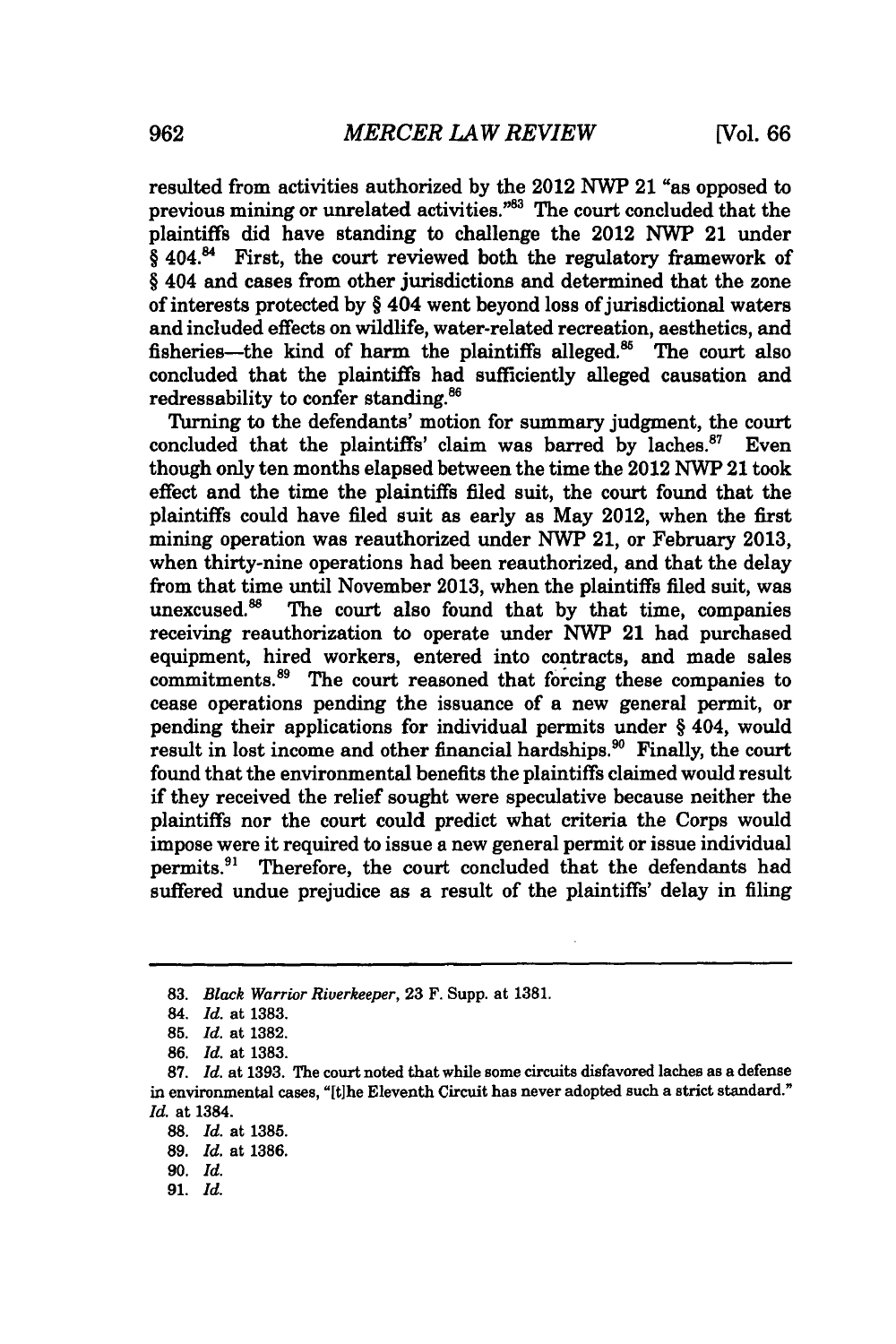resulted from activities authorized by the 2012 NWP 21 "as opposed to previous mining or unrelated activities."[83] The court concluded that the plaintiffs did have standing to challenge the 2012 NWP 21 under § 404.[84] First, the court reviewed both the regulatory framework of § 404 and cases from other jurisdictions and determined that the zone of interests protected by § 404 went beyond loss of jurisdictional waters and included effects on wildlife, water-related recreation, aesthetics, and fisheries—the kind of harm the plaintiffs alleged.[85] The court also concluded that the plaintiffs had sufficiently alleged causation and redressability to confer standing.[86]

Turning to the defendants' motion for summary judgment, the court concluded that the plaintiffs' claim was barred by laches.[87] Even though only ten months elapsed between the time the 2012 NWP 21 took effect and the time the plaintiffs filed suit, the court found that the plaintiffs could have filed suit as early as May 2012, when the first mining operation was reauthorized under NWP 21, or February 2013, when thirty-nine operations had been reauthorized, and that the delay from that time until November 2013, when the plaintiffs filed suit, was unexcused.[88] The court also found that by that time, companies receiving reauthorization to operate under NWP 21 had purchased equipment, hired workers, entered into contracts, and made sales commitments.[89] The court reasoned that forcing these companies to cease operations pending the issuance of a new general permit, or pending their applications for individual permits under § 404, would result in lost income and other financial hardships.[90] Finally, the court found that the environmental benefits the plaintiffs claimed would result if they received the relief sought were speculative because neither the plaintiffs nor the court could predict what criteria the Corps would impose were it required to issue a new general permit or issue individual permits.[91] Therefore, the court concluded that the defendants had suffered undue prejudice as a result of the plaintiffs' delay in filing

---

83. *Black Warrior Riverkeeper*, 23 F. Supp. at 1381.

84. *Id.* at 1383.

85. *Id.* at 1382.

86. *Id.* at 1383.

87. *Id.* at 1393. The court noted that while some circuits disfavored laches as a defense in environmental cases, "[t]he Eleventh Circuit has never adopted such a strict standard." *Id.* at 1384.

88. *Id.* at 1385.

89. *Id.* at 1386.

90. *Id.*

91. *Id.*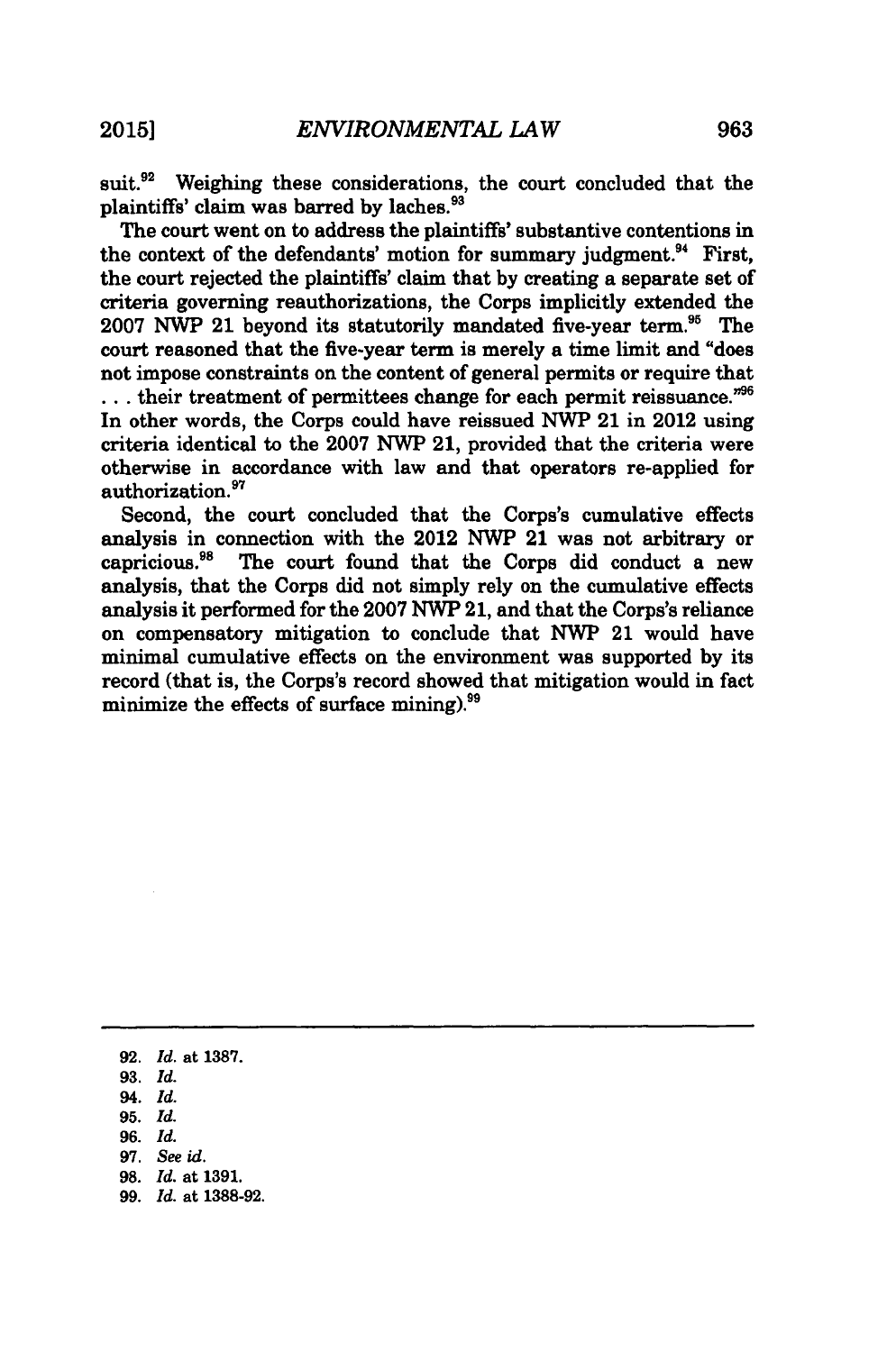suit.[92] Weighing these considerations, the court concluded that the plaintiffs' claim was barred by laches.[93]

The court went on to address the plaintiffs' substantive contentions in the context of the defendants' motion for summary judgment.[94] First, the court rejected the plaintiffs' claim that by creating a separate set of criteria governing reauthorizations, the Corps implicitly extended the 2007 NWP 21 beyond its statutorily mandated five-year term.[95] The court reasoned that the five-year term is merely a time limit and "does not impose constraints on the content of general permits or require that . . . their treatment of permittees change for each permit reissuance."[96] In other words, the Corps could have reissued NWP 21 in 2012 using criteria identical to the 2007 NWP 21, provided that the criteria were otherwise in accordance with law and that operators re-applied for authorization.[97]

Second, the court concluded that the Corps's cumulative effects analysis in connection with the 2012 NWP 21 was not arbitrary or capricious.[98] The court found that the Corps did conduct a new analysis, that the Corps did not simply rely on the cumulative effects analysis it performed for the 2007 NWP 21, and that the Corps's reliance on compensatory mitigation to conclude that NWP 21 would have minimal cumulative effects on the environment was supported by its record (that is, the Corps's record showed that mitigation would in fact minimize the effects of surface mining).[99]

---

92. *Id.* at 1387.
93. *Id.*
94. *Id.*
95. *Id.*
96. *Id.*
97. *See id.*
98. *Id.* at 1391.
99. *Id.* at 1388-92.